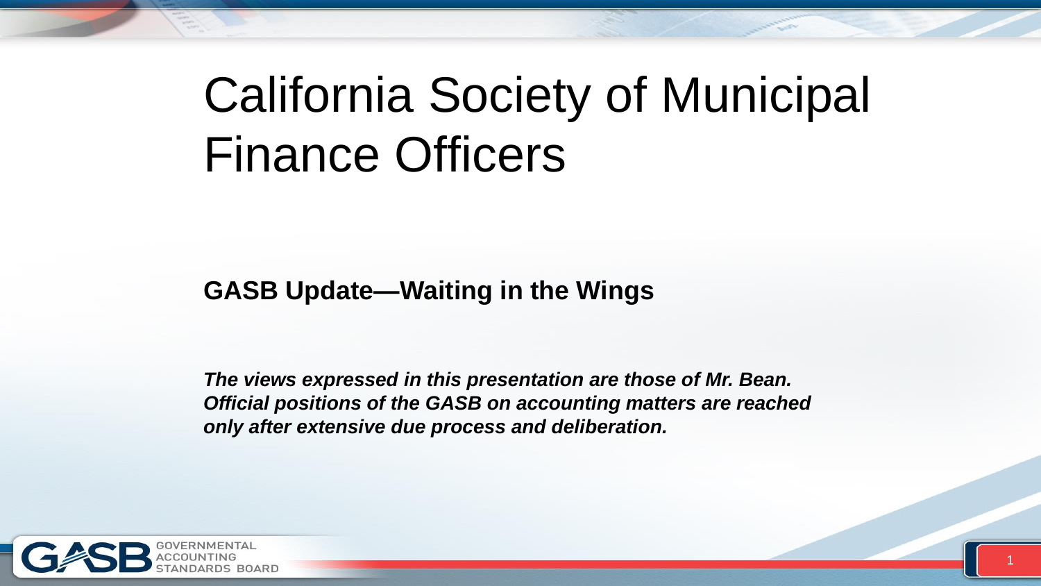# California Society of Municipal Finance Officers

**GASB Update—Waiting in the Wings**

***The views expressed in this presentation are those of Mr. Bean. Official positions of the GASB on accounting matters are reached only after extensive due process and deliberation.***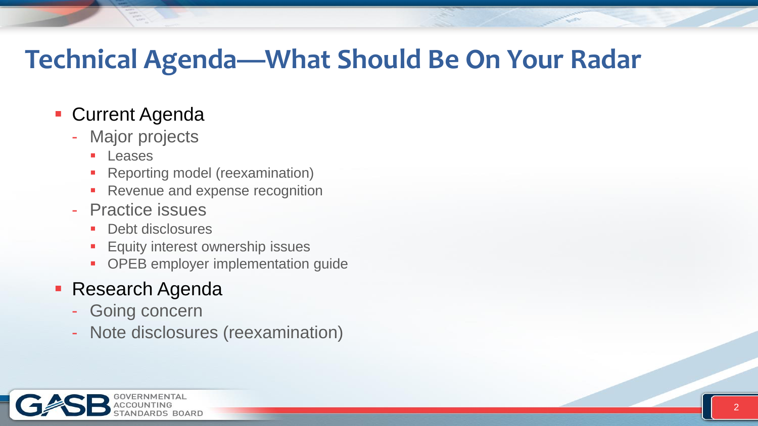# Technical Agenda—What Should Be On Your Radar

- Current Agenda
  - Major projects
    - Leases
    - Reporting model (reexamination)
    - Revenue and expense recognition
  - Practice issues
    - Debt disclosures
    - Equity interest ownership issues
    - OPEB employer implementation guide
- Research Agenda
  - Going concern
  - Note disclosures (reexamination)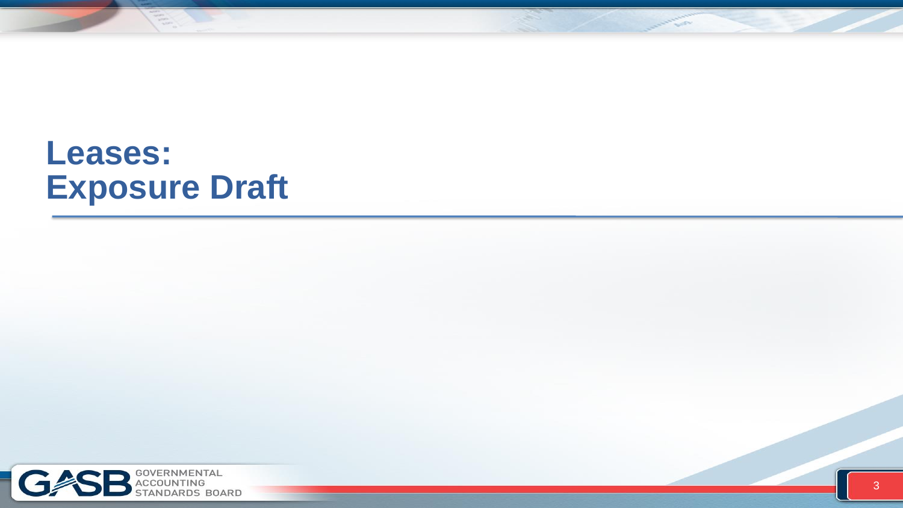# Leases:
# Exposure Draft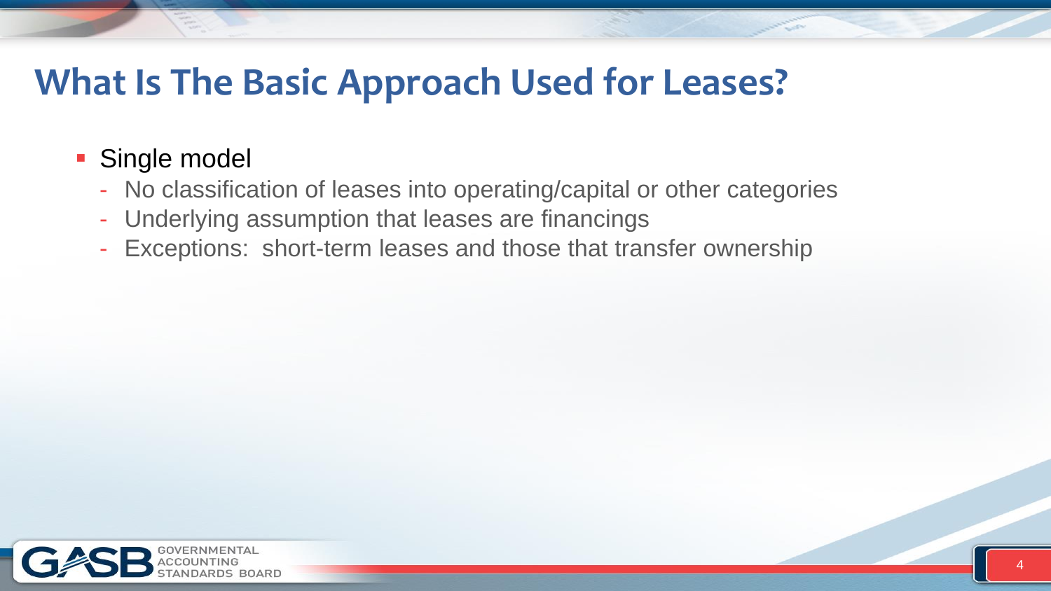# What Is The Basic Approach Used for Leases?

- Single model
  - No classification of leases into operating/capital or other categories
  - Underlying assumption that leases are financings
  - Exceptions: short-term leases and those that transfer ownership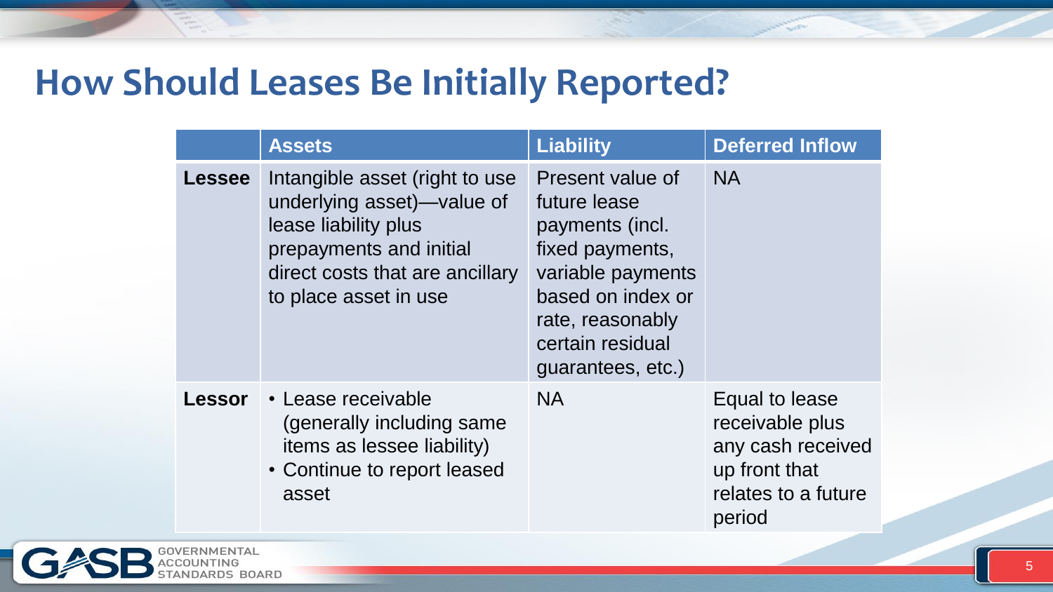# How Should Leases Be Initially Reported?

| | Assets | Liability | Deferred Inflow |
|---|---|---|---|
| **Lessee** | Intangible asset (right to use underlying asset)—value of lease liability plus prepayments and initial direct costs that are ancillary to place asset in use | Present value of future lease payments (incl. fixed payments, variable payments based on index or rate, reasonably certain residual guarantees, etc.) | NA |
| **Lessor** | • Lease receivable (generally including same items as lessee liability)<br>• Continue to report leased asset | NA | Equal to lease receivable plus any cash received up front that relates to a future period |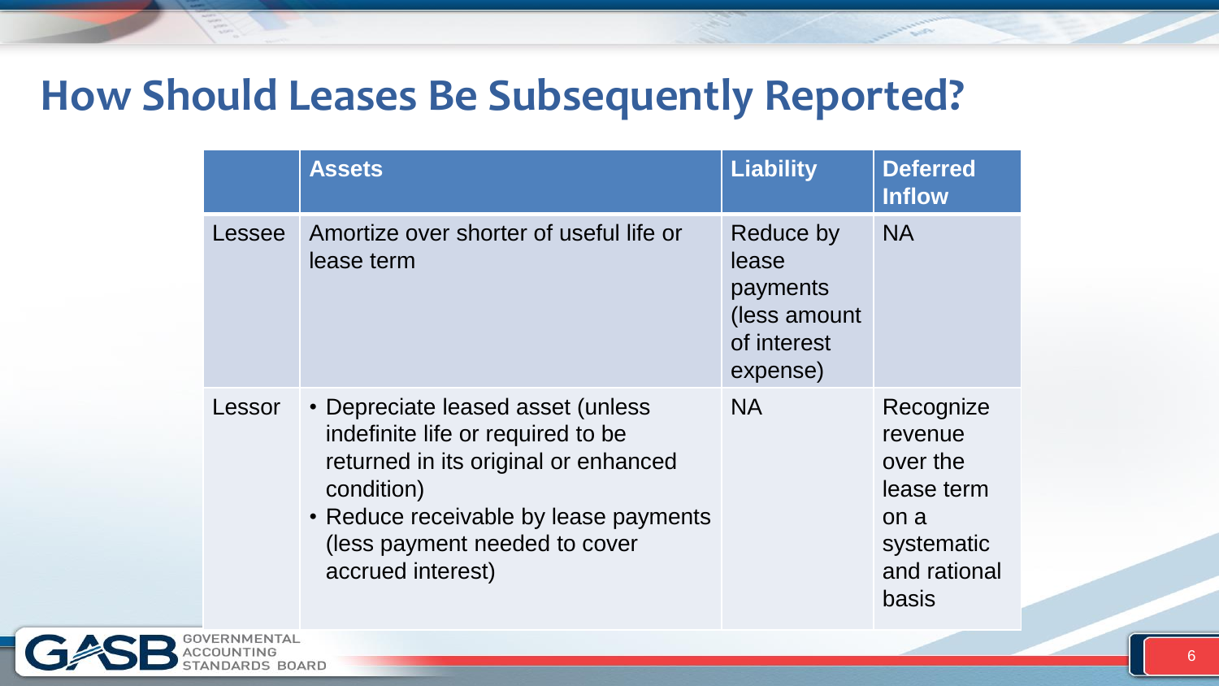# How Should Leases Be Subsequently Reported?

| | Assets | Liability | Deferred Inflow |
|---|---|---|---|
| Lessee | Amortize over shorter of useful life or lease term | Reduce by lease payments (less amount of interest expense) | NA |
| Lessor | • Depreciate leased asset (unless indefinite life or required to be returned in its original or enhanced condition)<br>• Reduce receivable by lease payments (less payment needed to cover accrued interest) | NA | Recognize revenue over the lease term on a systematic and rational basis |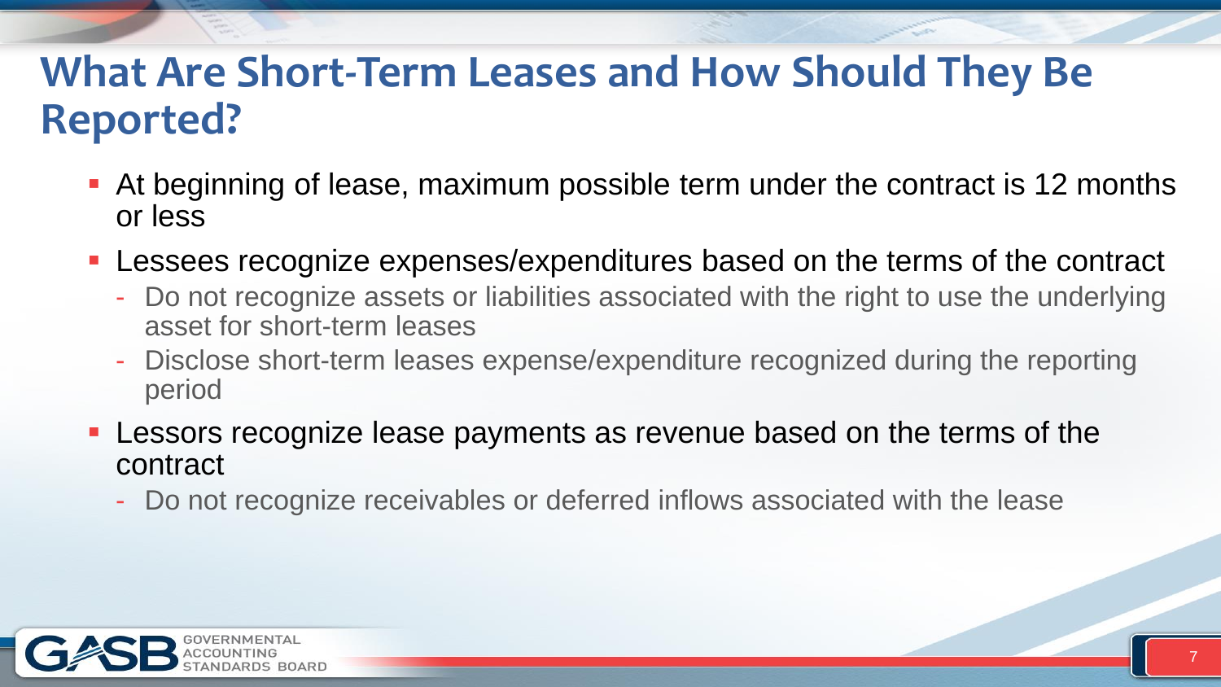# What Are Short-Term Leases and How Should They Be Reported?

- At beginning of lease, maximum possible term under the contract is 12 months or less
- Lessees recognize expenses/expenditures based on the terms of the contract
  - Do not recognize assets or liabilities associated with the right to use the underlying asset for short-term leases
  - Disclose short-term leases expense/expenditure recognized during the reporting period
- Lessors recognize lease payments as revenue based on the terms of the contract
  - Do not recognize receivables or deferred inflows associated with the lease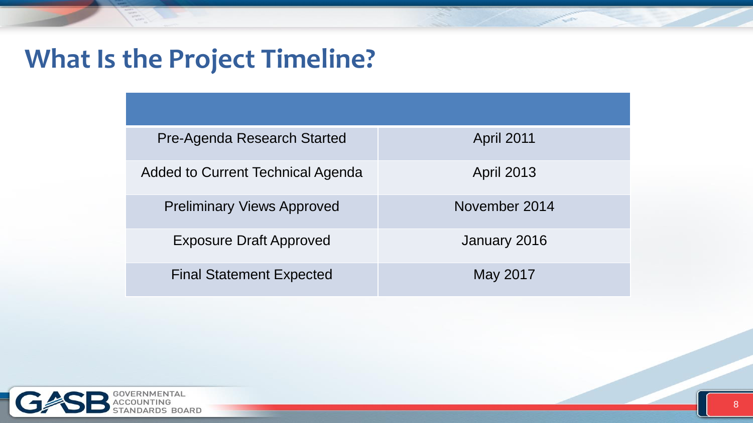# What Is the Project Timeline?

| | |
|---|---|
| Pre-Agenda Research Started | April 2011 |
| Added to Current Technical Agenda | April 2013 |
| Preliminary Views Approved | November 2014 |
| Exposure Draft Approved | January 2016 |
| Final Statement Expected | May 2017 |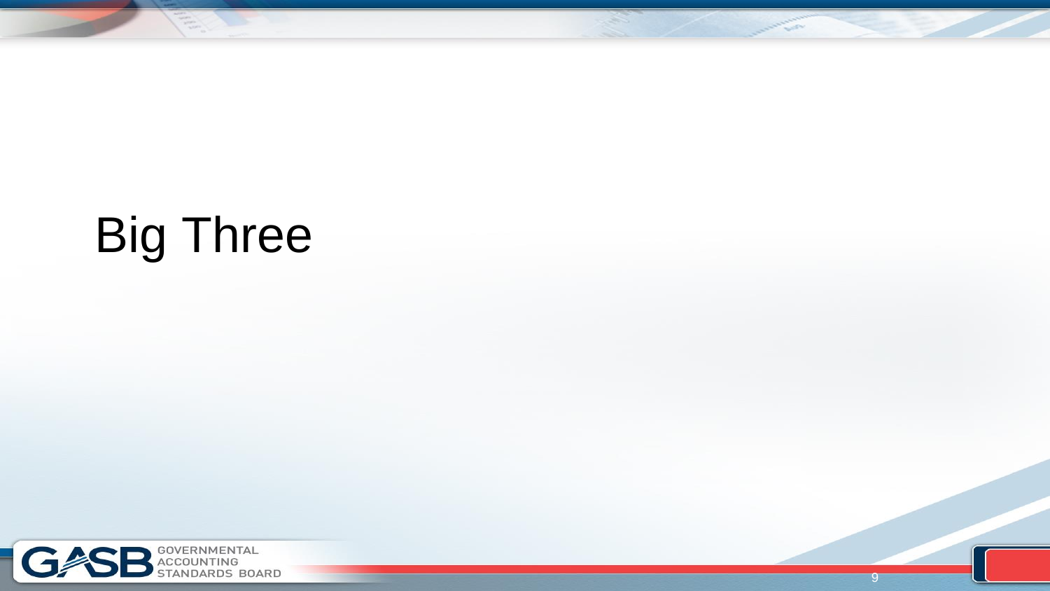# Big Three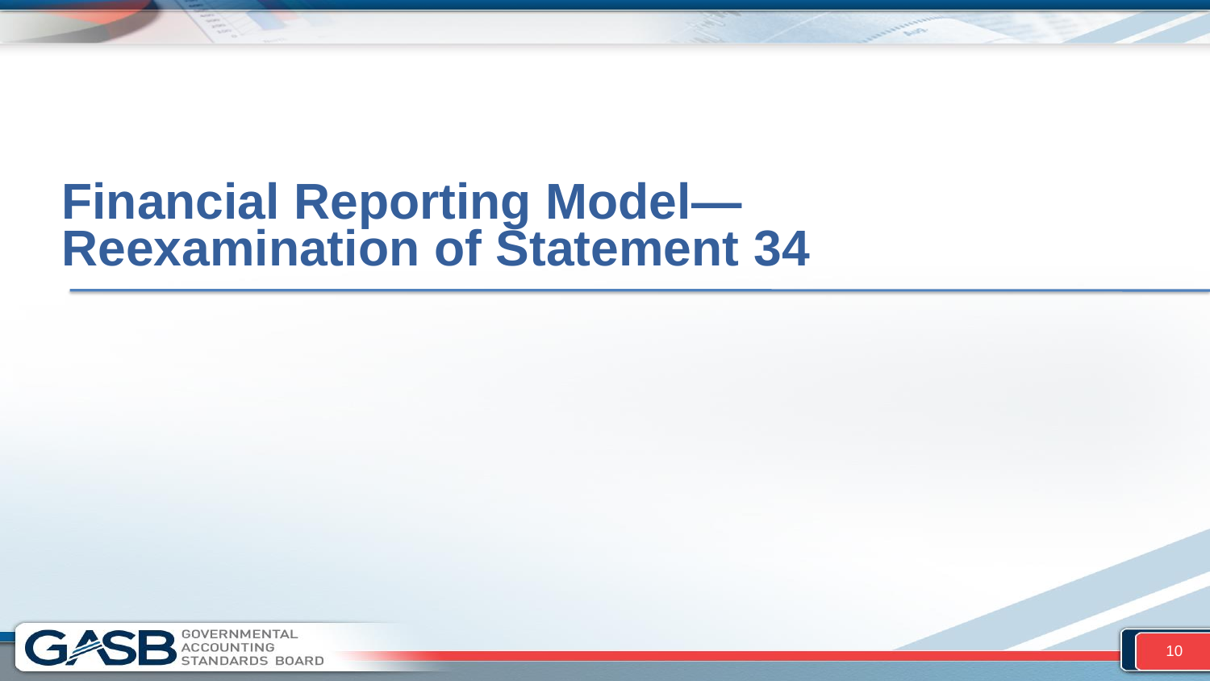# Financial Reporting Model—Reexamination of Statement 34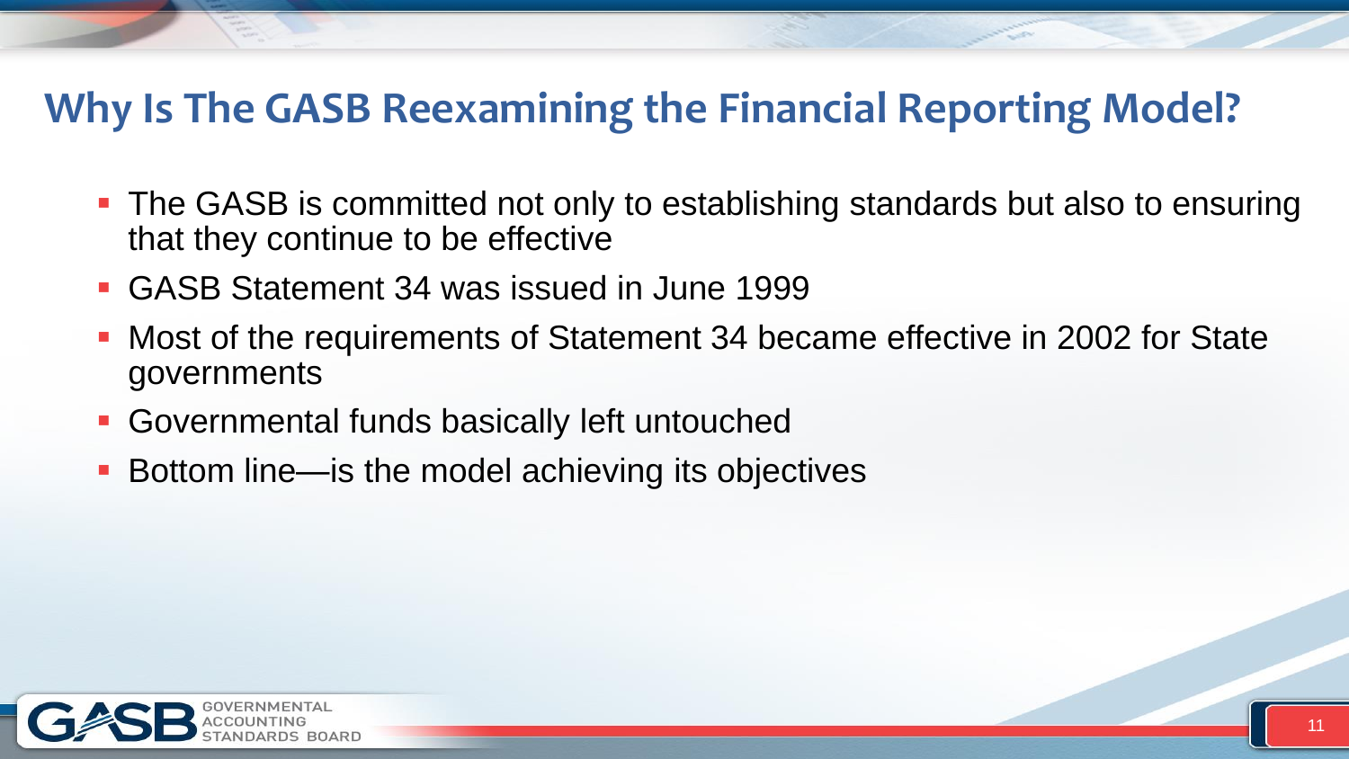# Why Is The GASB Reexamining the Financial Reporting Model?

- The GASB is committed not only to establishing standards but also to ensuring that they continue to be effective
- GASB Statement 34 was issued in June 1999
- Most of the requirements of Statement 34 became effective in 2002 for State governments
- Governmental funds basically left untouched
- Bottom line—is the model achieving its objectives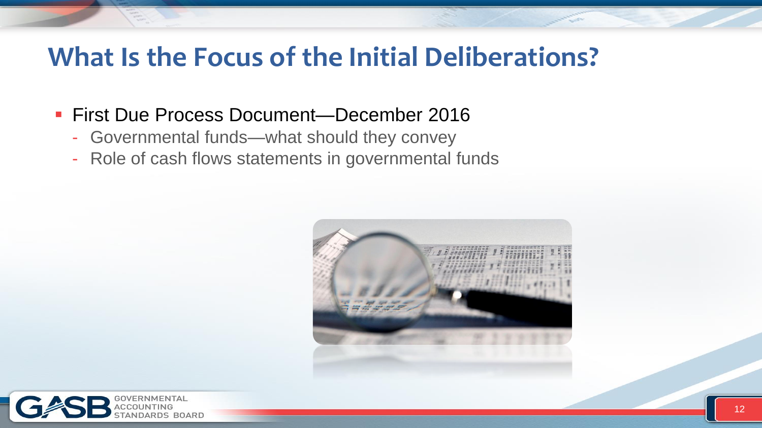# What Is the Focus of the Initial Deliberations?

- First Due Process Document—December 2016
  - Governmental funds—what should they convey
  - Role of cash flows statements in governmental funds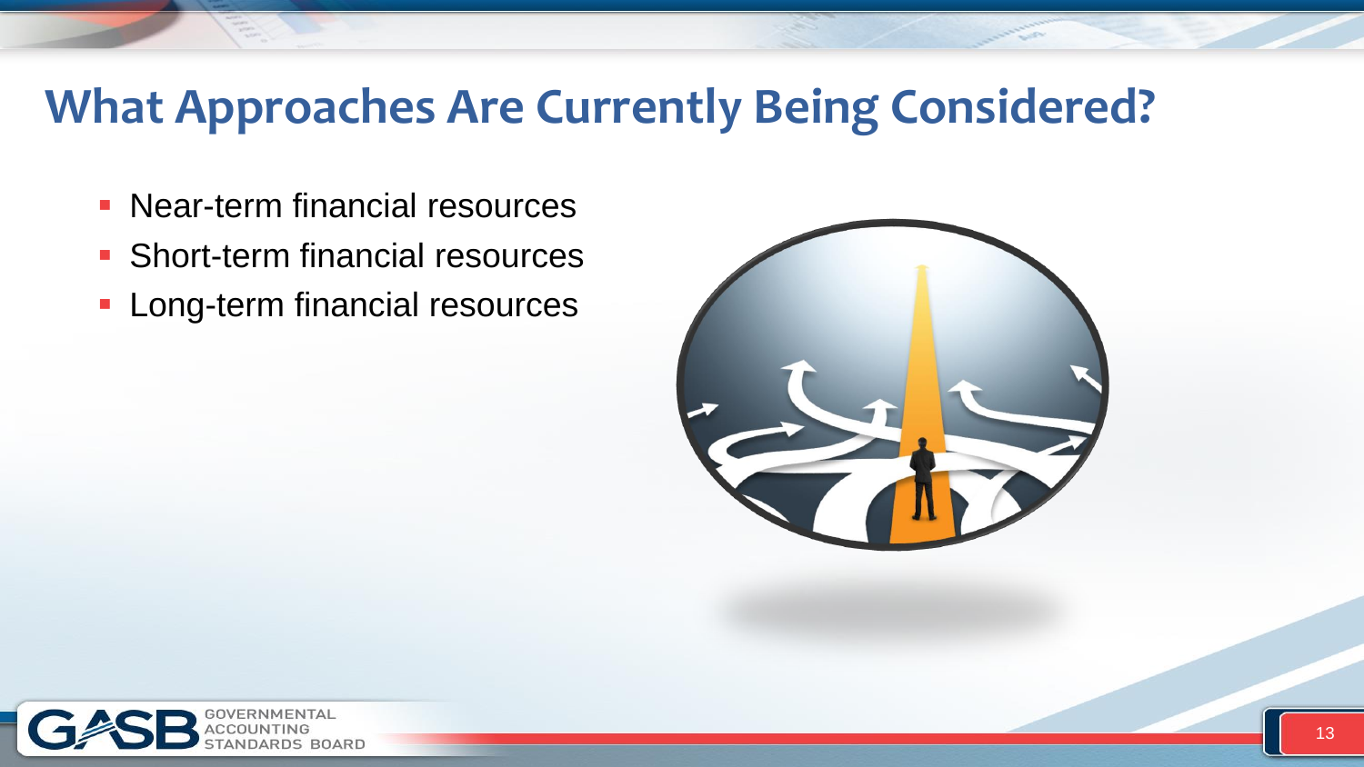# What Approaches Are Currently Being Considered?

- Near-term financial resources
- Short-term financial resources
- Long-term financial resources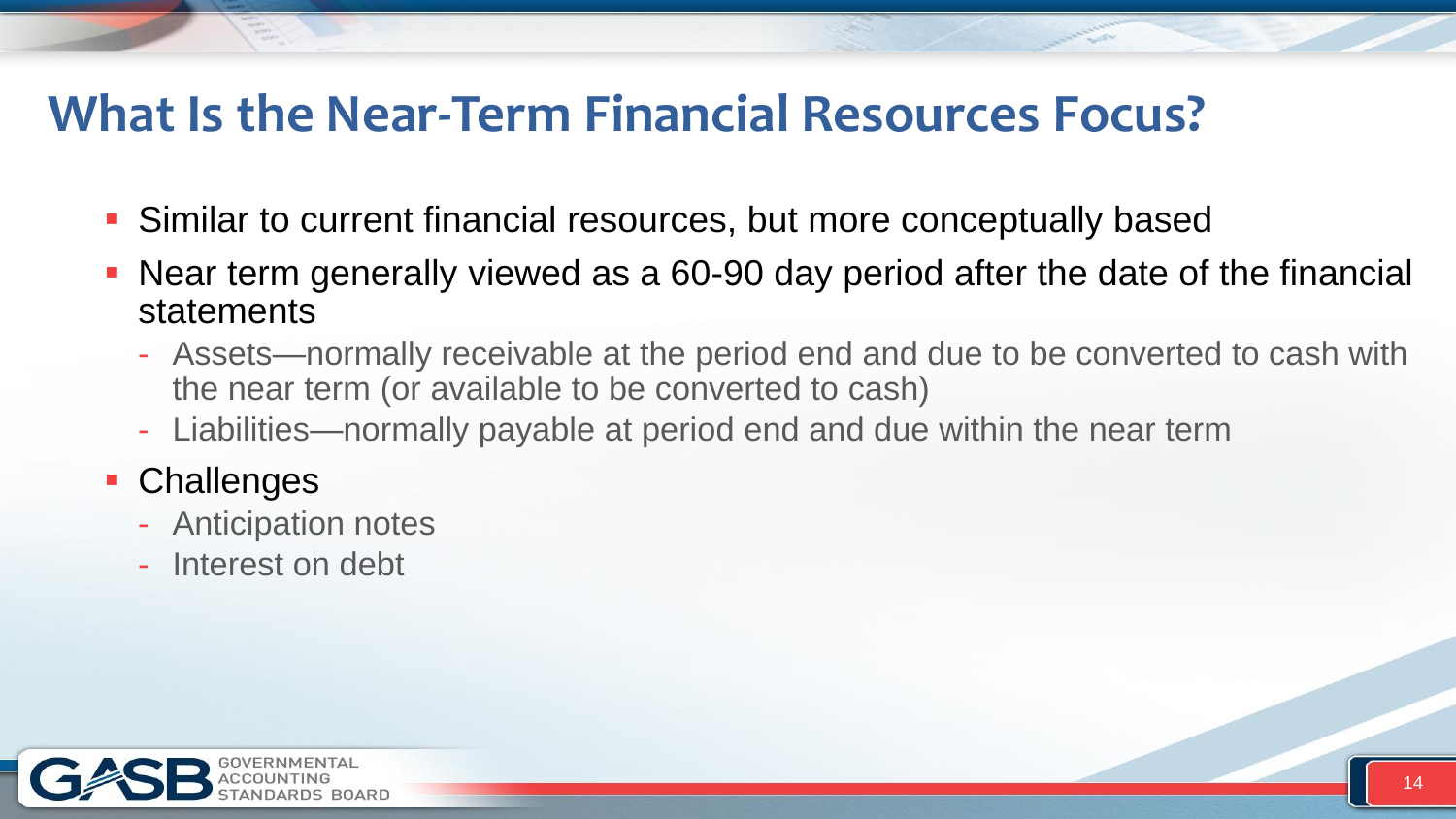# What Is the Near-Term Financial Resources Focus?

- Similar to current financial resources, but more conceptually based
- Near term generally viewed as a 60-90 day period after the date of the financial statements
  - Assets—normally receivable at the period end and due to be converted to cash with the near term (or available to be converted to cash)
  - Liabilities—normally payable at period end and due within the near term
- Challenges
  - Anticipation notes
  - Interest on debt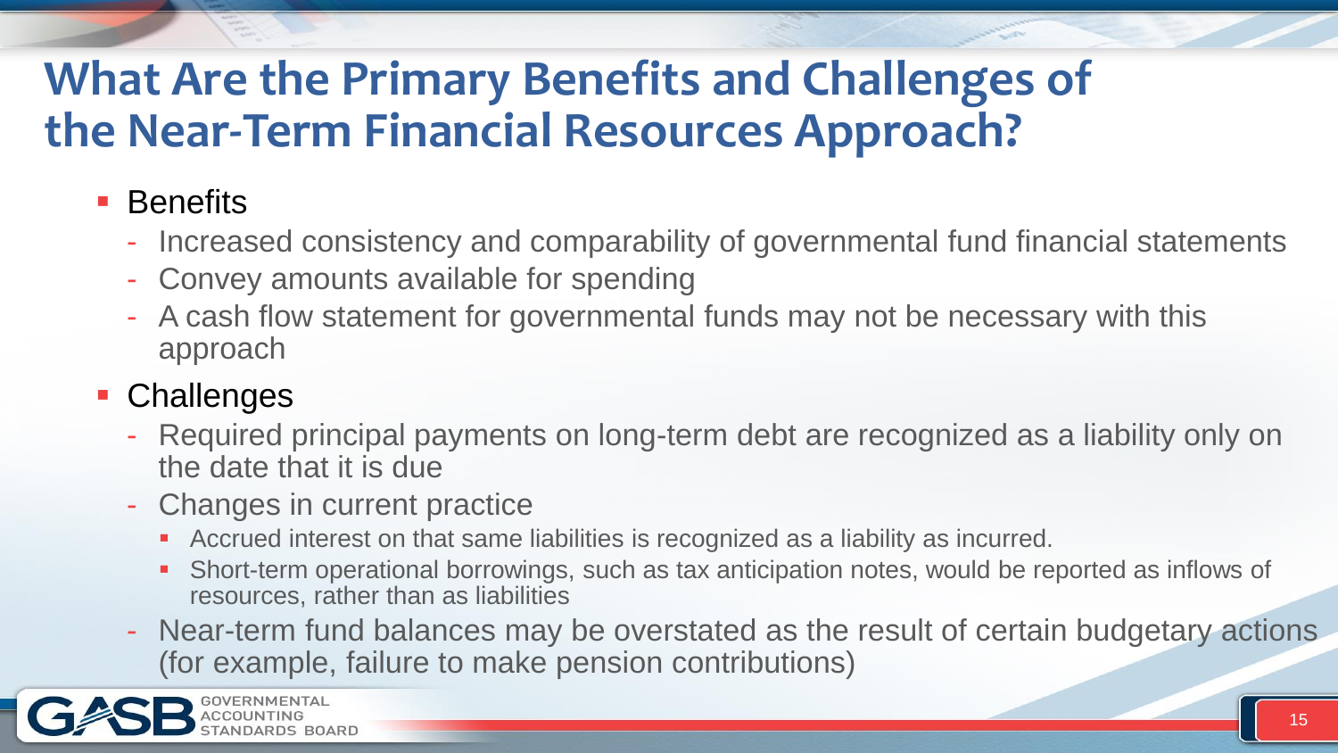# What Are the Primary Benefits and Challenges of the Near-Term Financial Resources Approach?

- Benefits
  - Increased consistency and comparability of governmental fund financial statements
  - Convey amounts available for spending
  - A cash flow statement for governmental funds may not be necessary with this approach
- Challenges
  - Required principal payments on long-term debt are recognized as a liability only on the date that it is due
  - Changes in current practice
    - Accrued interest on that same liabilities is recognized as a liability as incurred.
    - Short-term operational borrowings, such as tax anticipation notes, would be reported as inflows of resources, rather than as liabilities
  - Near-term fund balances may be overstated as the result of certain budgetary actions (for example, failure to make pension contributions)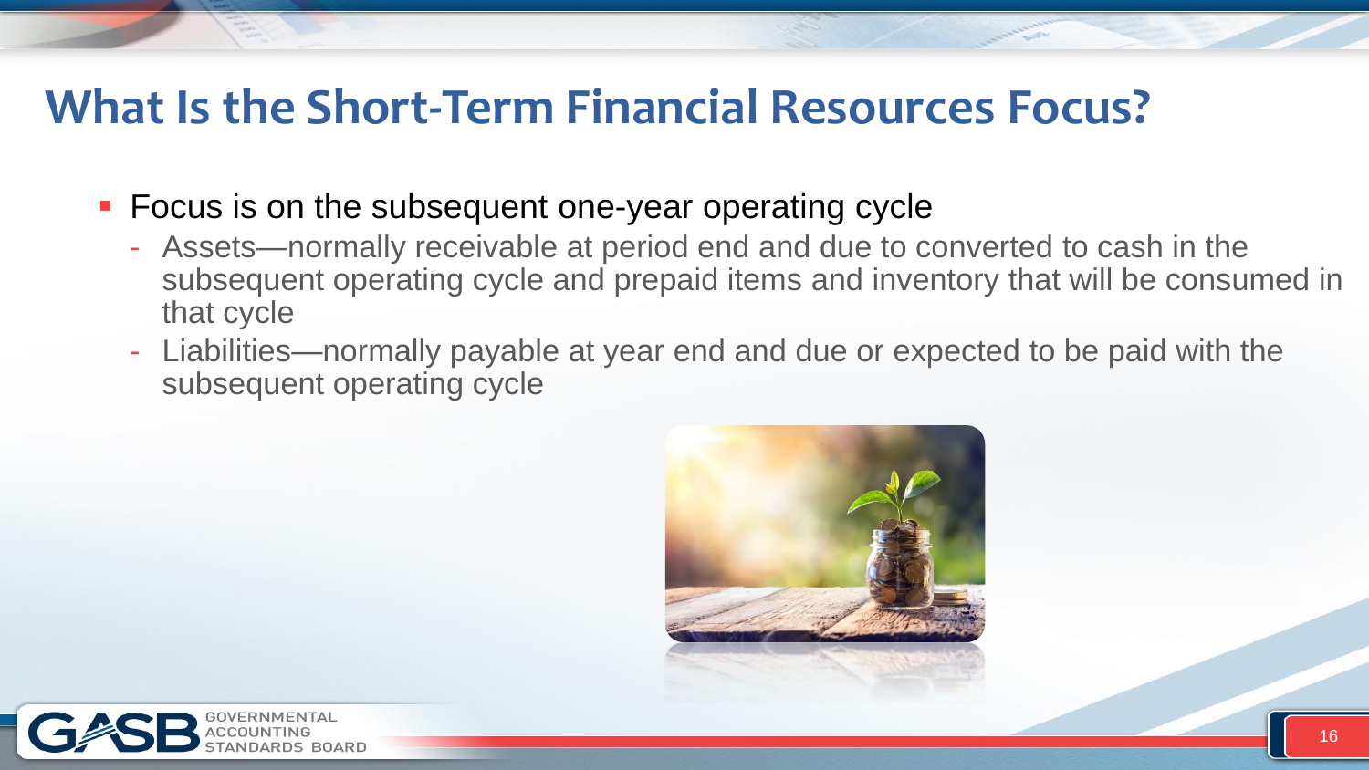# What Is the Short-Term Financial Resources Focus?

- Focus is on the subsequent one-year operating cycle
  - Assets—normally receivable at period end and due to converted to cash in the subsequent operating cycle and prepaid items and inventory that will be consumed in that cycle
  - Liabilities—normally payable at year end and due or expected to be paid with the subsequent operating cycle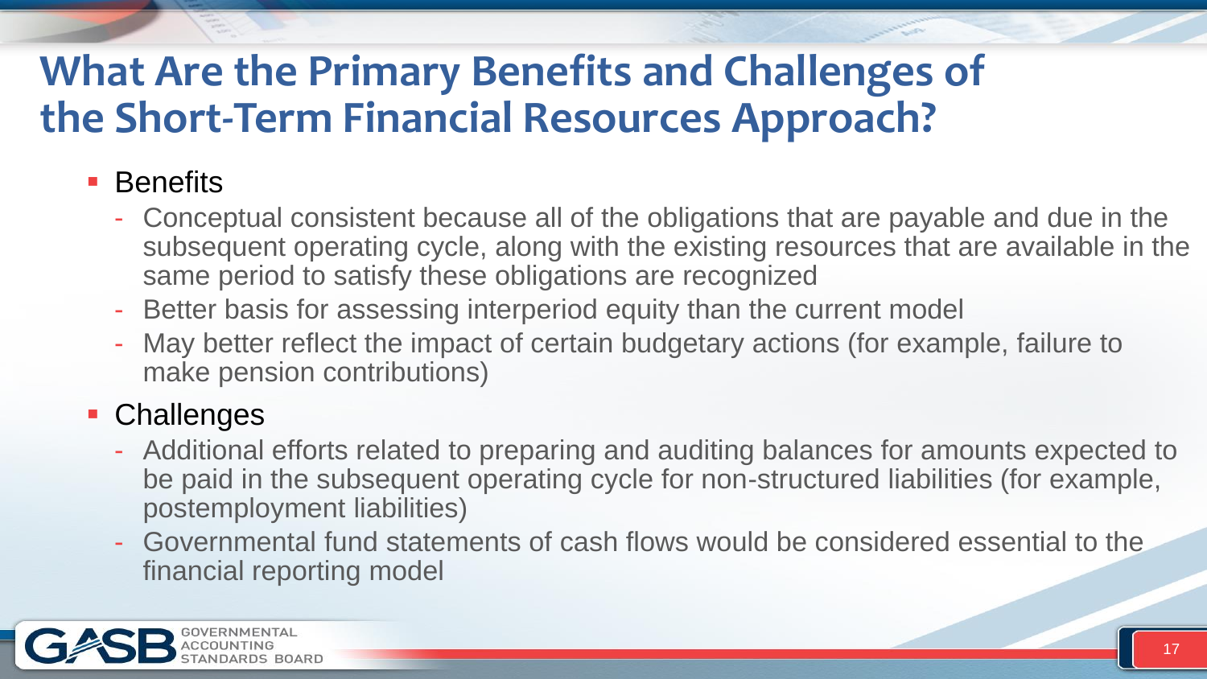# What Are the Primary Benefits and Challenges of the Short-Term Financial Resources Approach?

- Benefits
  - Conceptual consistent because all of the obligations that are payable and due in the subsequent operating cycle, along with the existing resources that are available in the same period to satisfy these obligations are recognized
  - Better basis for assessing interperiod equity than the current model
  - May better reflect the impact of certain budgetary actions (for example, failure to make pension contributions)
- Challenges
  - Additional efforts related to preparing and auditing balances for amounts expected to be paid in the subsequent operating cycle for non-structured liabilities (for example, postemployment liabilities)
  - Governmental fund statements of cash flows would be considered essential to the financial reporting model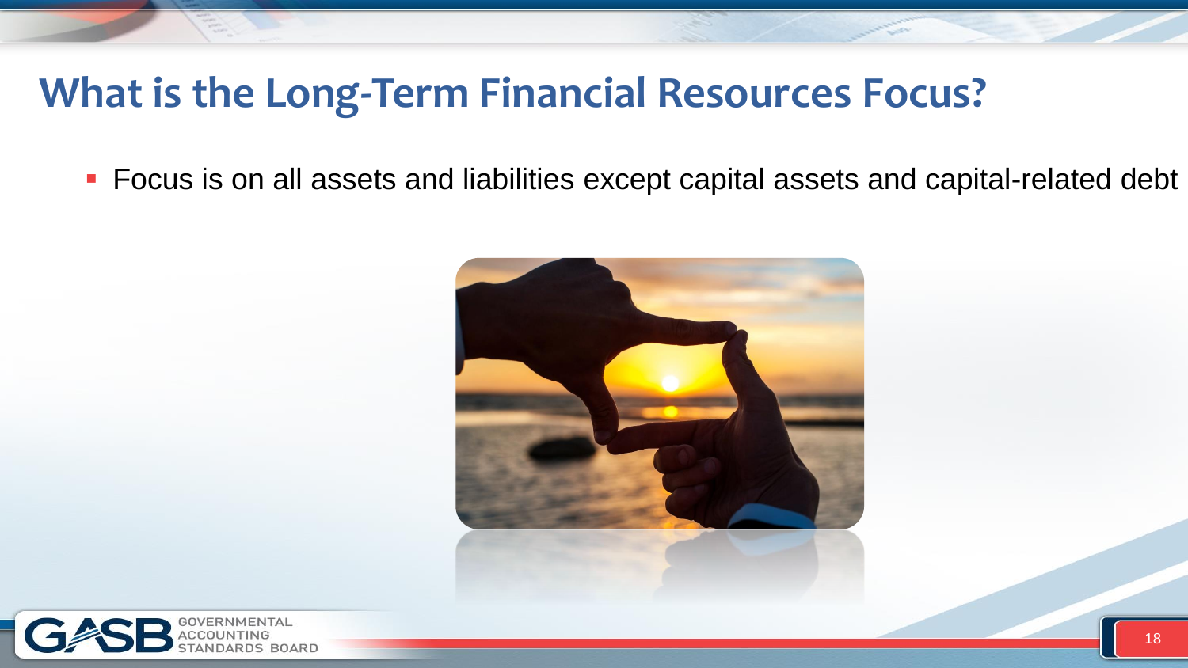# What is the Long-Term Financial Resources Focus?

- Focus is on all assets and liabilities except capital assets and capital-related debt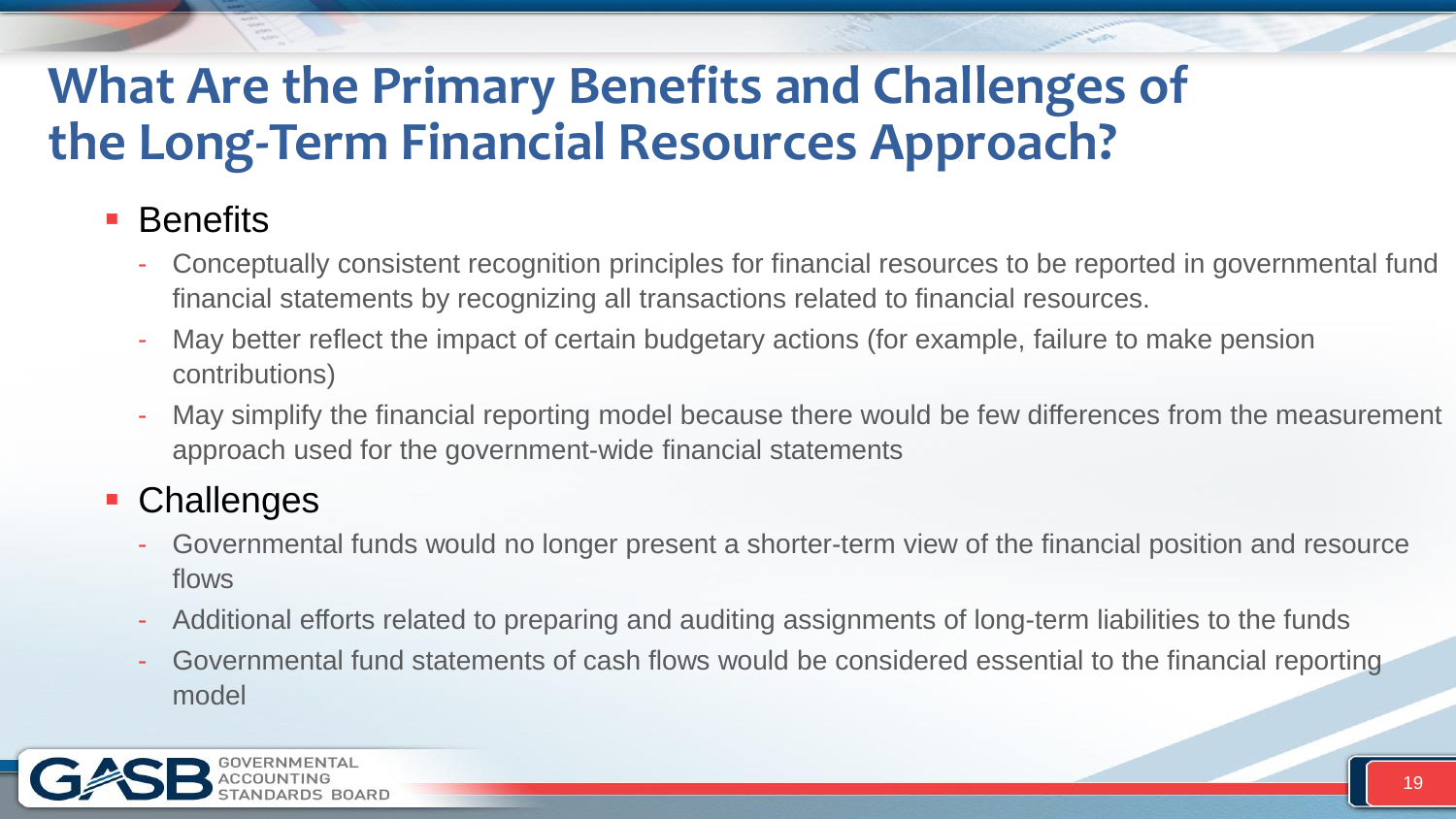# What Are the Primary Benefits and Challenges of the Long-Term Financial Resources Approach?

- Benefits
  - Conceptually consistent recognition principles for financial resources to be reported in governmental fund financial statements by recognizing all transactions related to financial resources.
  - May better reflect the impact of certain budgetary actions (for example, failure to make pension contributions)
  - May simplify the financial reporting model because there would be few differences from the measurement approach used for the government-wide financial statements
- Challenges
  - Governmental funds would no longer present a shorter-term view of the financial position and resource flows
  - Additional efforts related to preparing and auditing assignments of long-term liabilities to the funds
  - Governmental fund statements of cash flows would be considered essential to the financial reporting model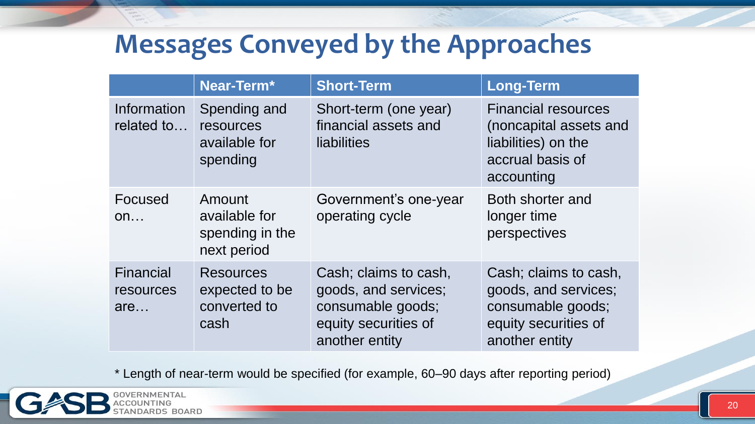# Messages Conveyed by the Approaches

| | Near-Term* | Short-Term | Long-Term |
|---|---|---|---|
| Information related to… | Spending and resources available for spending | Short-term (one year) financial assets and liabilities | Financial resources (noncapital assets and liabilities) on the accrual basis of accounting |
| Focused on… | Amount available for spending in the next period | Government's one-year operating cycle | Both shorter and longer time perspectives |
| Financial resources are… | Resources expected to be converted to cash | Cash; claims to cash, goods, and services; consumable goods; equity securities of another entity | Cash; claims to cash, goods, and services; consumable goods; equity securities of another entity |

* Length of near-term would be specified (for example, 60–90 days after reporting period)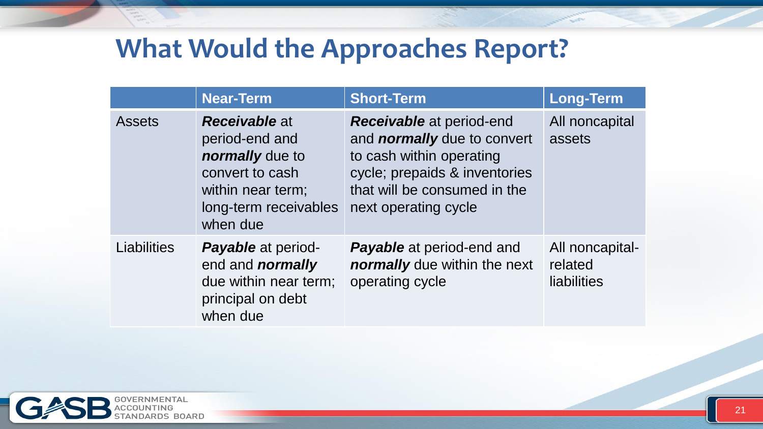# What Would the Approaches Report?

| | Near-Term | Short-Term | Long-Term |
|---|---|---|---|
| Assets | ***Receivable*** at period-end and ***normally*** due to convert to cash within near term; long-term receivables when due | ***Receivable*** at period-end and ***normally*** due to convert to cash within operating cycle; prepaids & inventories that will be consumed in the next operating cycle | All noncapital assets |
| Liabilities | ***Payable*** at period-end and ***normally*** due within near term; principal on debt when due | ***Payable*** at period-end and ***normally*** due within the next operating cycle | All noncapital-related liabilities |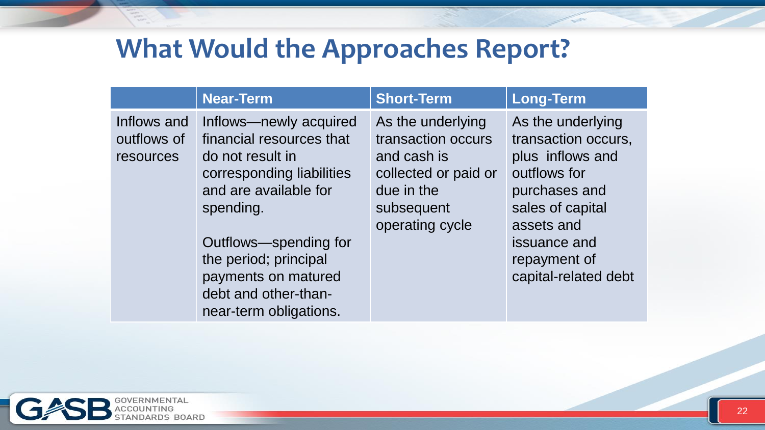# What Would the Approaches Report?

| | Near-Term | Short-Term | Long-Term |
|---|---|---|---|
| Inflows and outflows of resources | Inflows—newly acquired financial resources that do not result in corresponding liabilities and are available for spending.<br><br>Outflows—spending for the period; principal payments on matured debt and other-than-near-term obligations. | As the underlying transaction occurs and cash is collected or paid or due in the subsequent operating cycle | As the underlying transaction occurs, plus inflows and outflows for purchases and sales of capital assets and issuance and repayment of capital-related debt |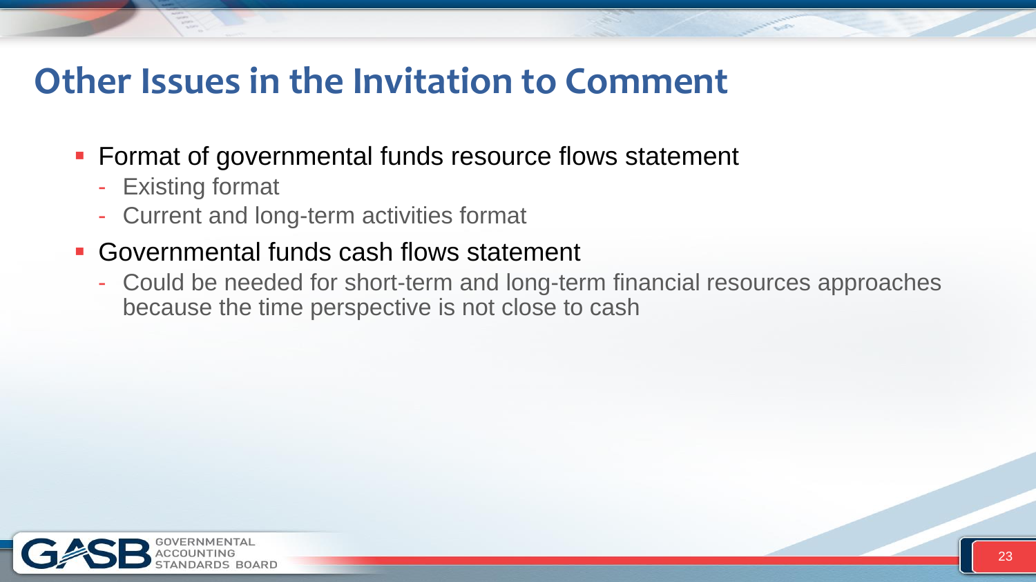# Other Issues in the Invitation to Comment

- Format of governmental funds resource flows statement
  - Existing format
  - Current and long-term activities format
- Governmental funds cash flows statement
  - Could be needed for short-term and long-term financial resources approaches because the time perspective is not close to cash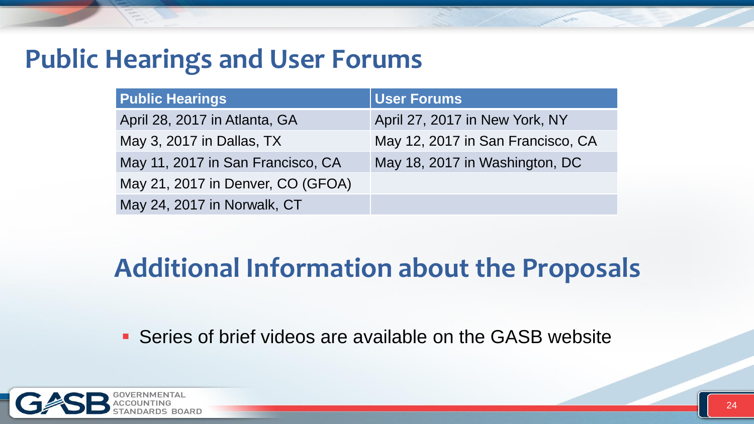# Public Hearings and User Forums

| Public Hearings | User Forums |
|---|---|
| April 28, 2017 in Atlanta, GA | April 27, 2017 in New York, NY |
| May 3, 2017 in Dallas, TX | May 12, 2017 in San Francisco, CA |
| May 11, 2017 in San Francisco, CA | May 18, 2017 in Washington, DC |
| May 21, 2017 in Denver, CO (GFOA) | |
| May 24, 2017 in Norwalk, CT | |

# Additional Information about the Proposals

- Series of brief videos are available on the GASB website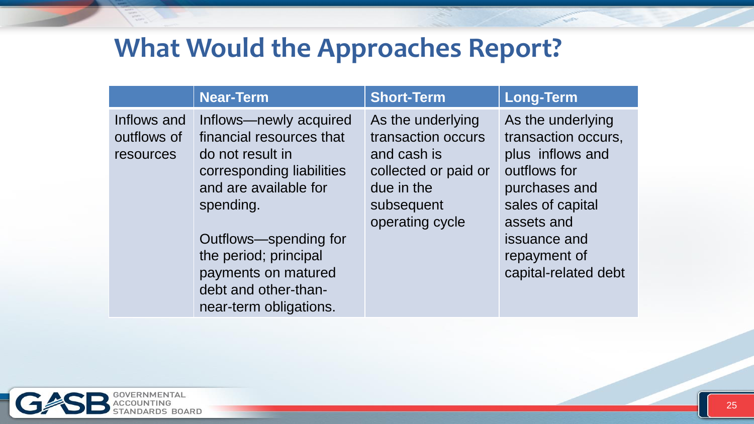# What Would the Approaches Report?

| | Near-Term | Short-Term | Long-Term |
|---|---|---|---|
| Inflows and outflows of resources | Inflows—newly acquired financial resources that do not result in corresponding liabilities and are available for spending.<br><br>Outflows—spending for the period; principal payments on matured debt and other-than-near-term obligations. | As the underlying transaction occurs and cash is collected or paid or due in the subsequent operating cycle | As the underlying transaction occurs, plus inflows and outflows for purchases and sales of capital assets and issuance and repayment of capital-related debt |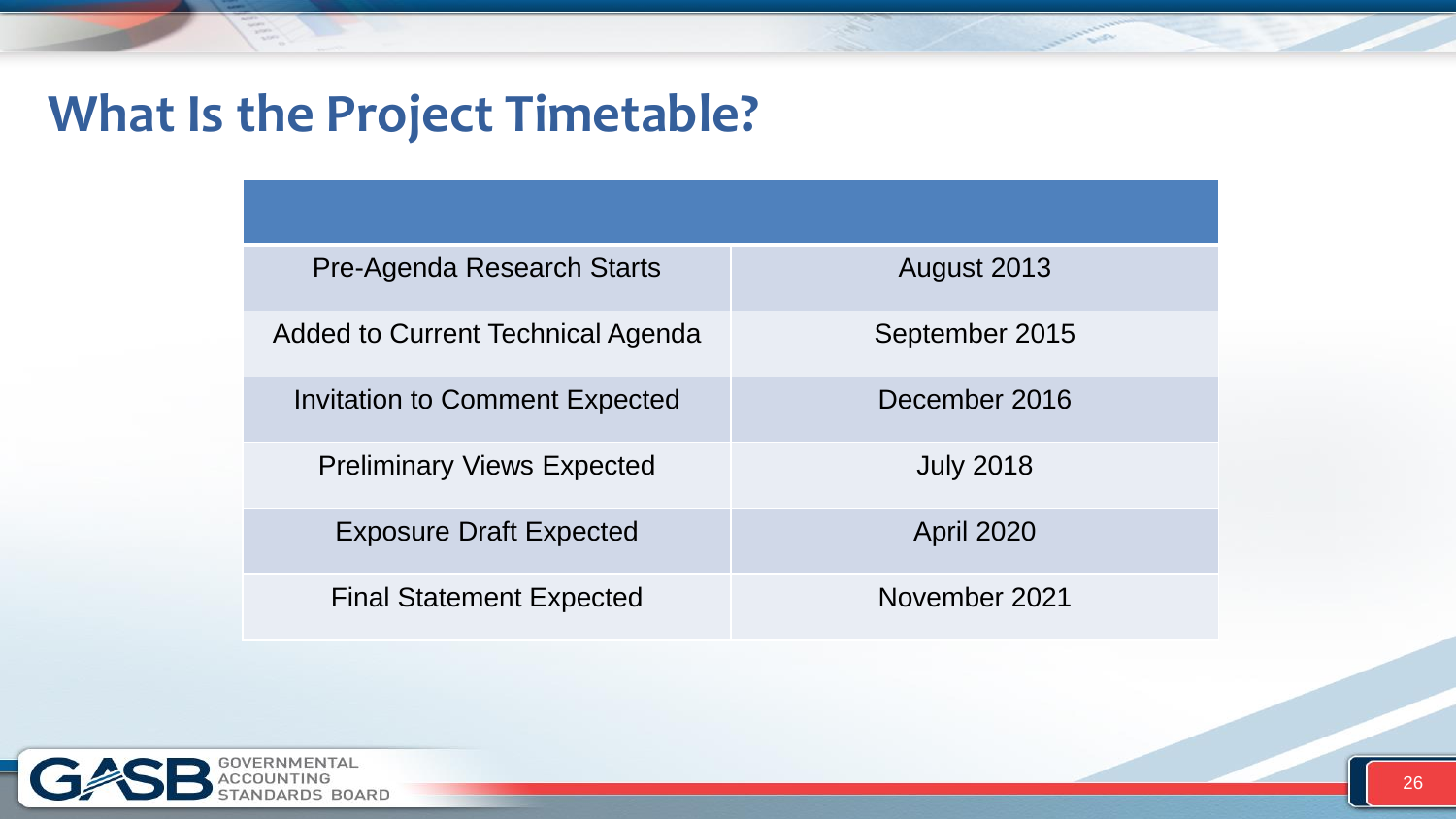# What Is the Project Timetable?

| | |
|---|---|
| Pre-Agenda Research Starts | August 2013 |
| Added to Current Technical Agenda | September 2015 |
| Invitation to Comment Expected | December 2016 |
| Preliminary Views Expected | July 2018 |
| Exposure Draft Expected | April 2020 |
| Final Statement Expected | November 2021 |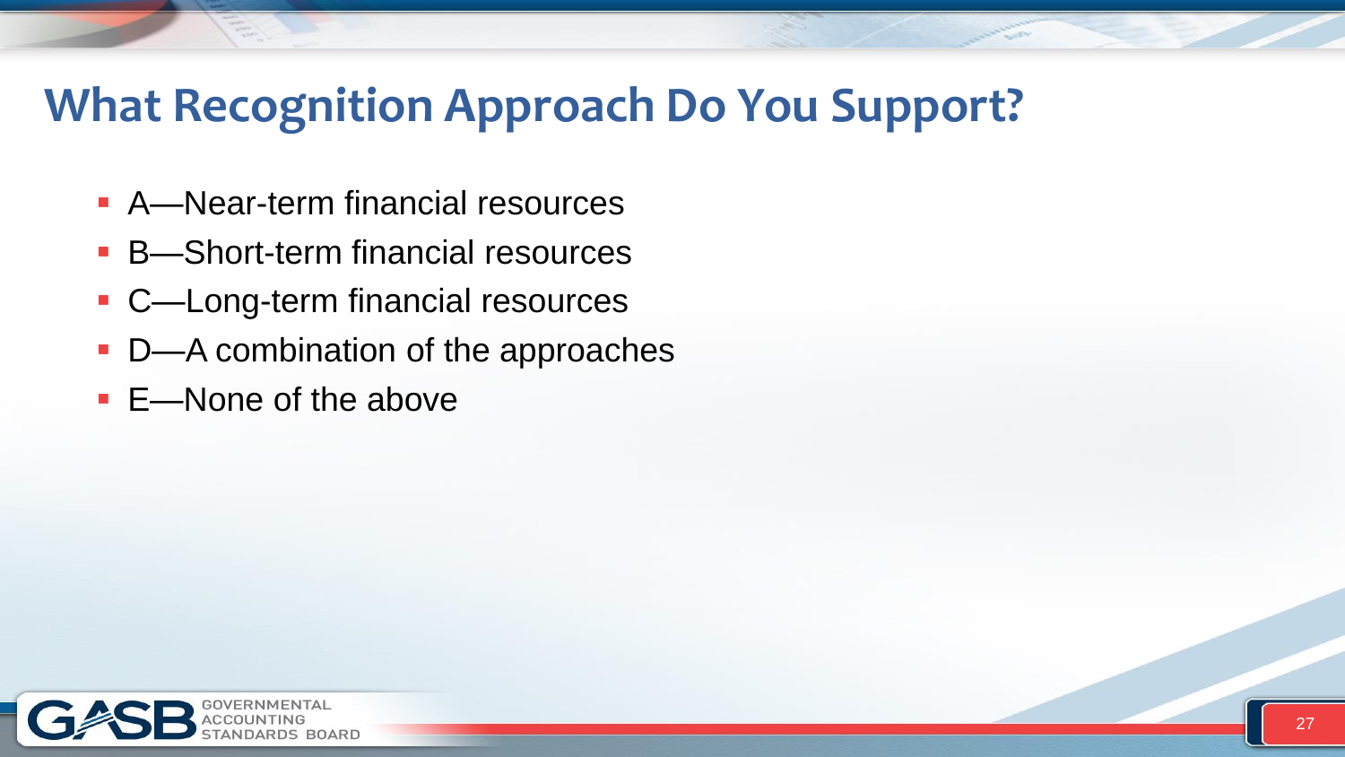# What Recognition Approach Do You Support?

- A—Near-term financial resources
- B—Short-term financial resources
- C—Long-term financial resources
- D—A combination of the approaches
- E—None of the above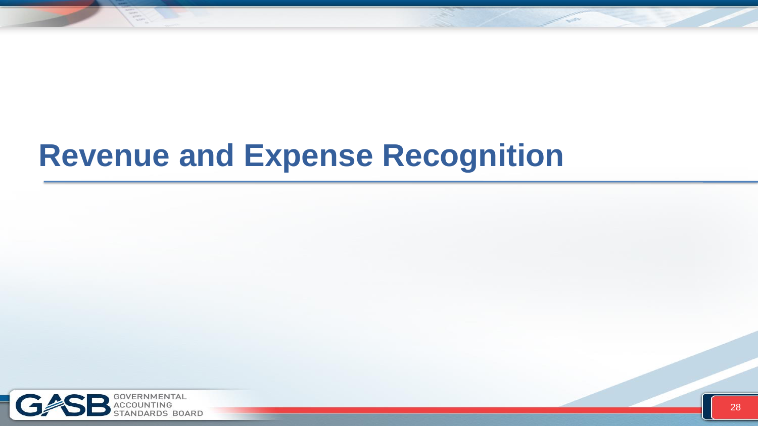# Revenue and Expense Recognition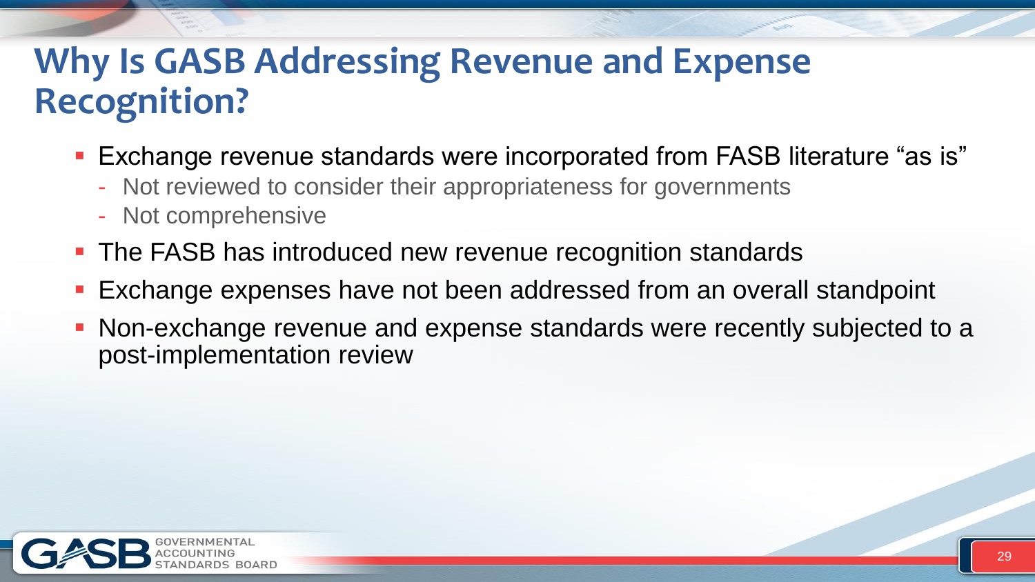# Why Is GASB Addressing Revenue and Expense Recognition?

- Exchange revenue standards were incorporated from FASB literature "as is"
  - Not reviewed to consider their appropriateness for governments
  - Not comprehensive
- The FASB has introduced new revenue recognition standards
- Exchange expenses have not been addressed from an overall standpoint
- Non-exchange revenue and expense standards were recently subjected to a post-implementation review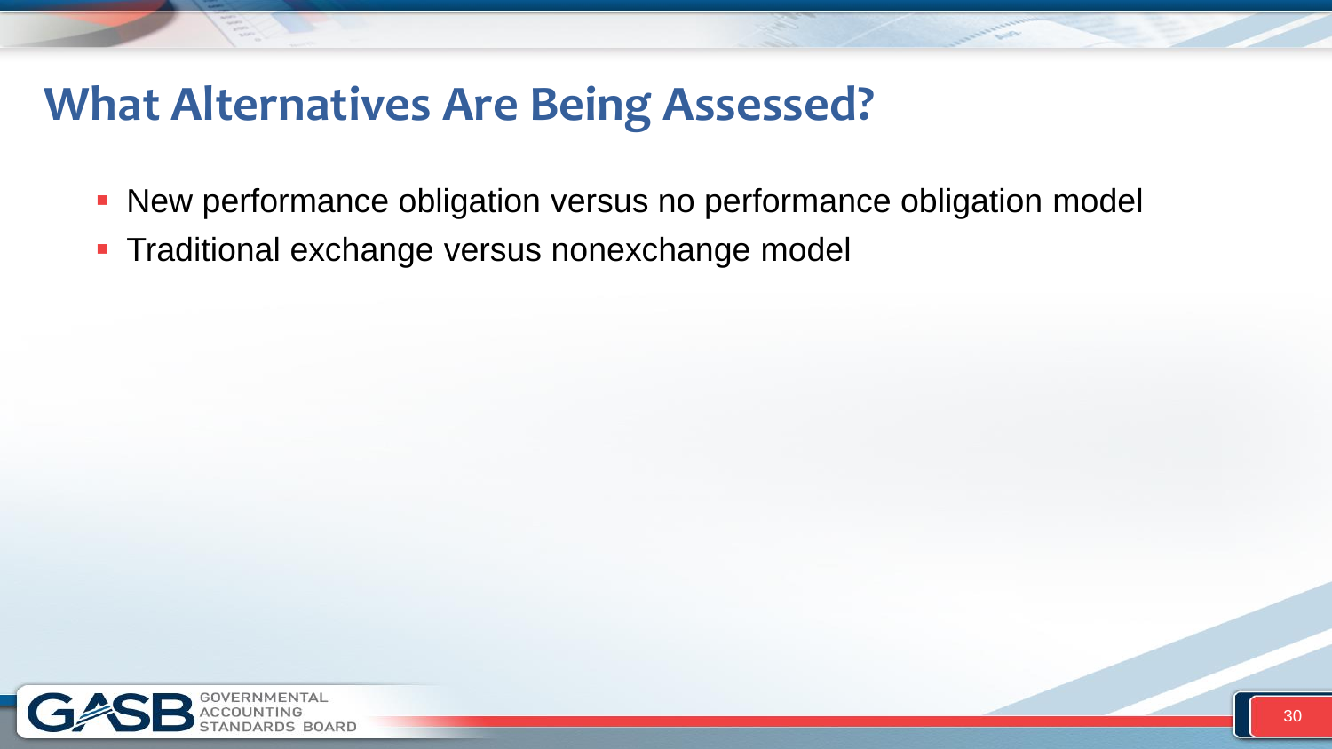# What Alternatives Are Being Assessed?

- New performance obligation versus no performance obligation model
- Traditional exchange versus nonexchange model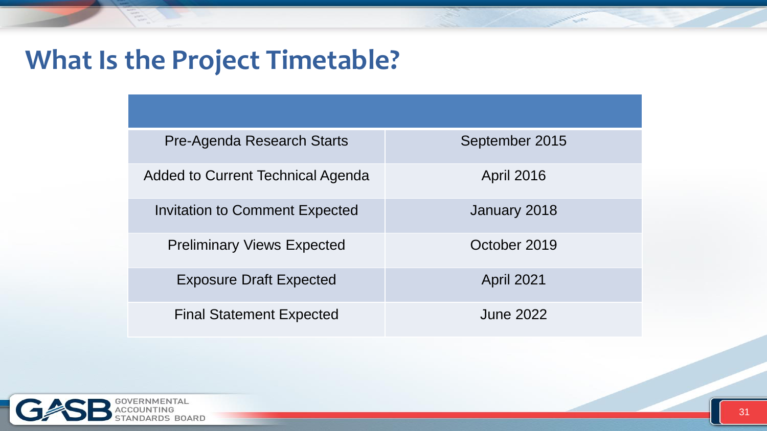# What Is the Project Timetable?

| | |
|---|---|
| Pre-Agenda Research Starts | September 2015 |
| Added to Current Technical Agenda | April 2016 |
| Invitation to Comment Expected | January 2018 |
| Preliminary Views Expected | October 2019 |
| Exposure Draft Expected | April 2021 |
| Final Statement Expected | June 2022 |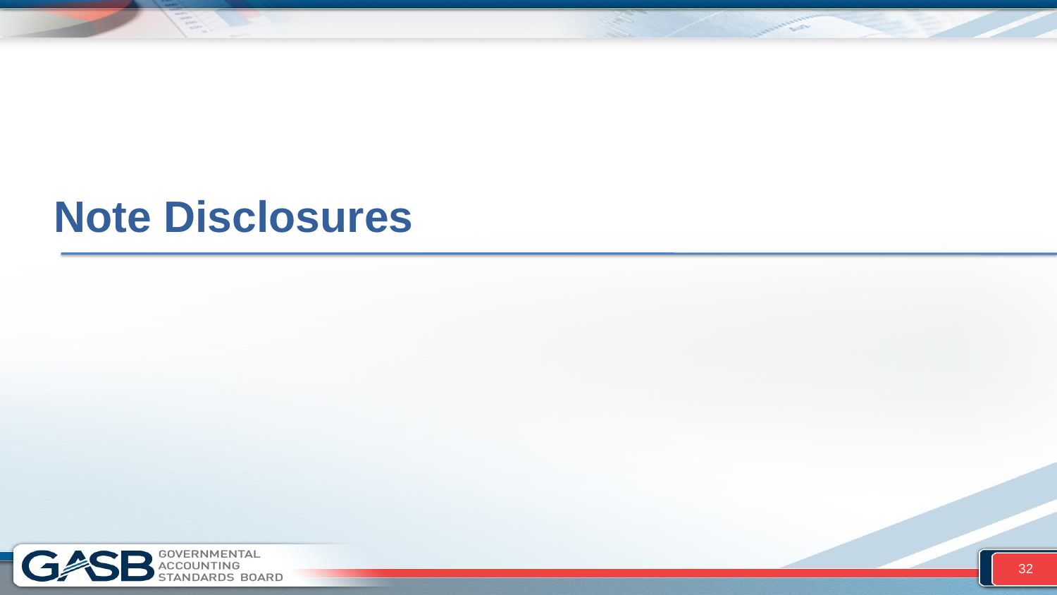# Note Disclosures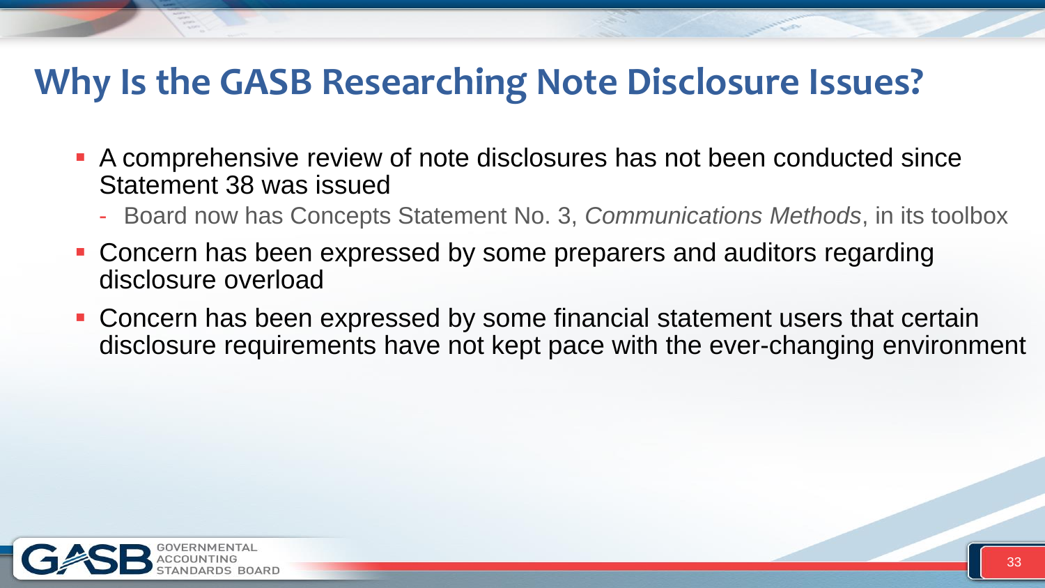# Why Is the GASB Researching Note Disclosure Issues?

- A comprehensive review of note disclosures has not been conducted since Statement 38 was issued
  - Board now has Concepts Statement No. 3, *Communications Methods*, in its toolbox
- Concern has been expressed by some preparers and auditors regarding disclosure overload
- Concern has been expressed by some financial statement users that certain disclosure requirements have not kept pace with the ever-changing environment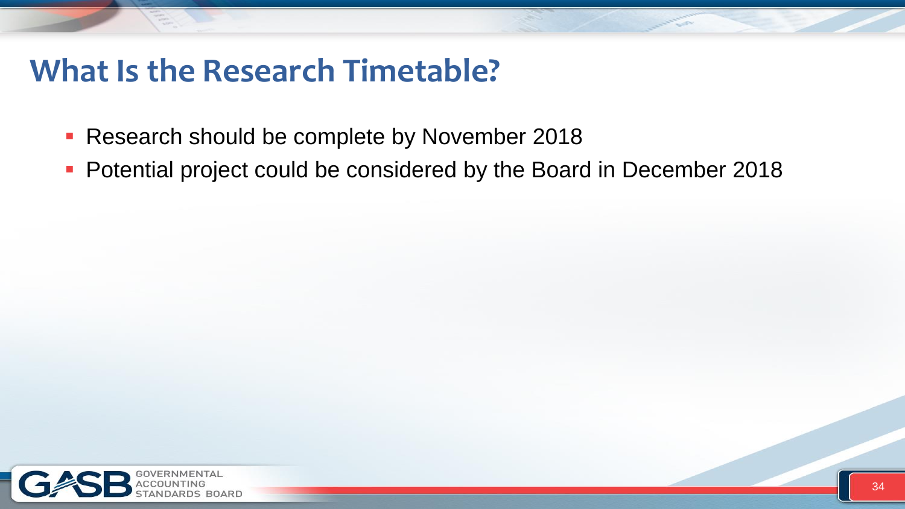# What Is the Research Timetable?

- Research should be complete by November 2018
- Potential project could be considered by the Board in December 2018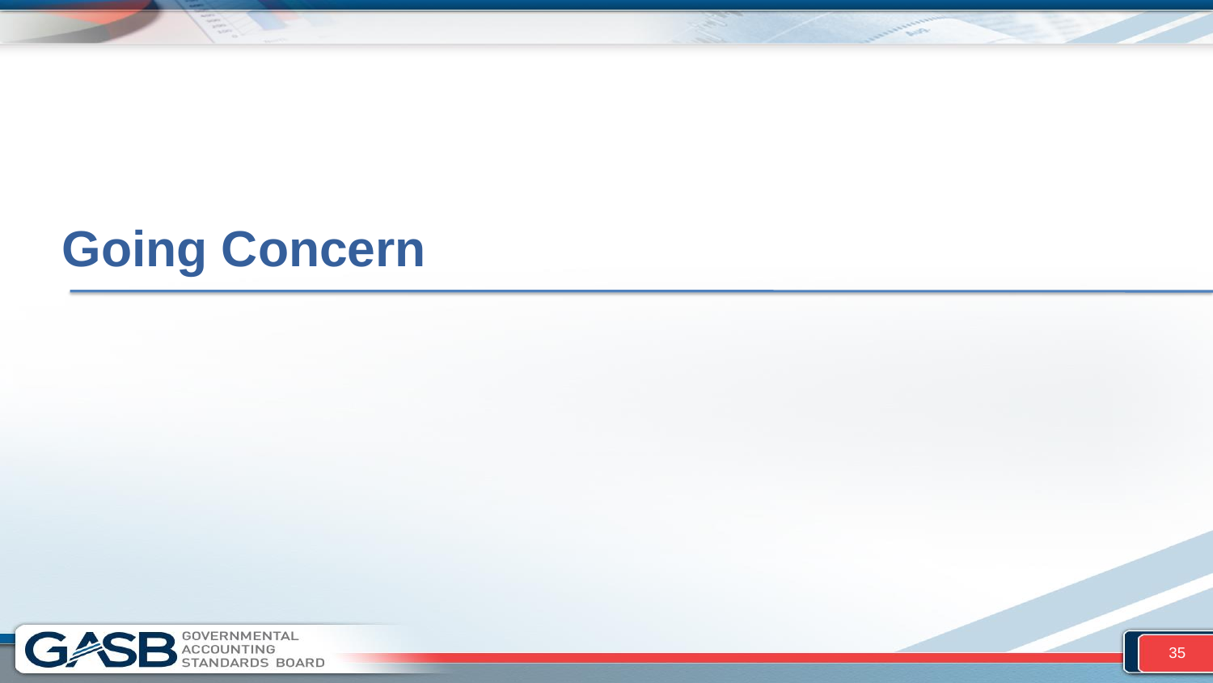# Going Concern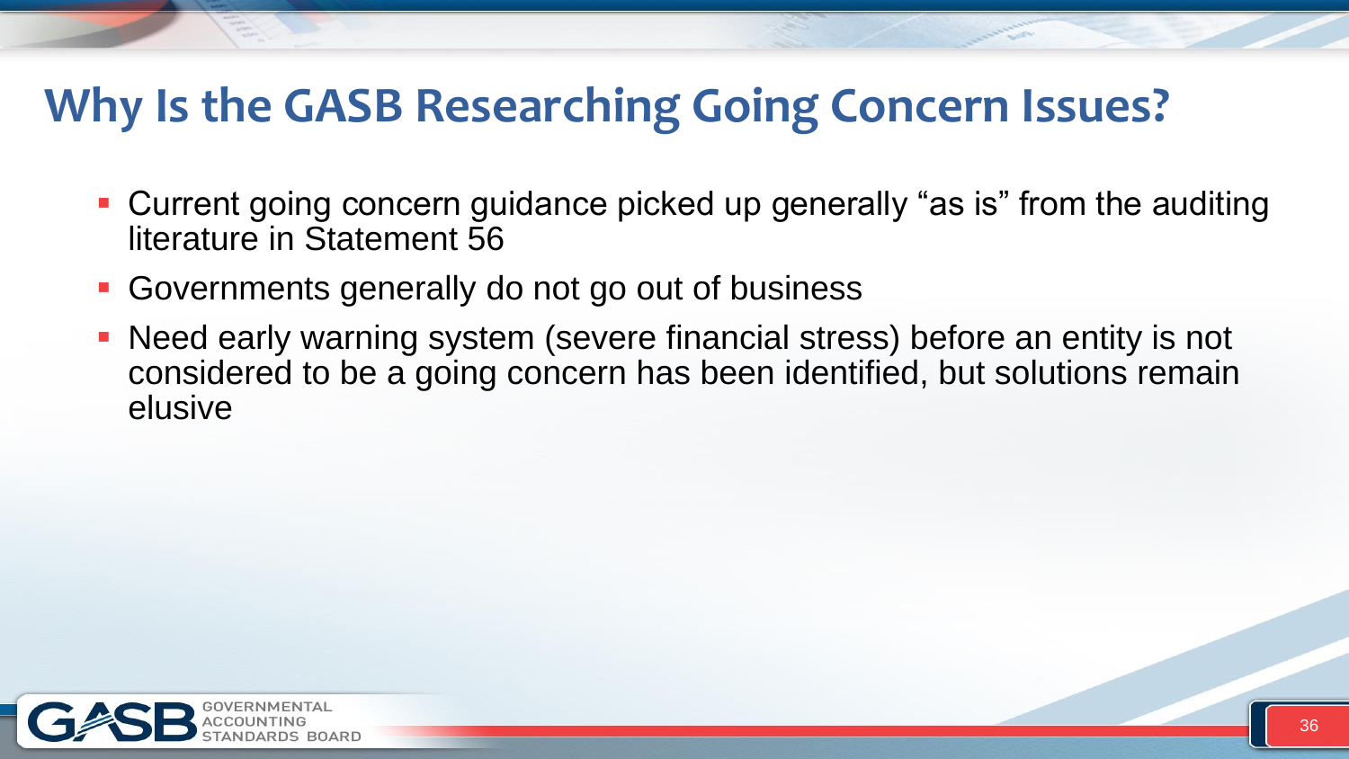# Why Is the GASB Researching Going Concern Issues?

- Current going concern guidance picked up generally “as is” from the auditing literature in Statement 56
- Governments generally do not go out of business
- Need early warning system (severe financial stress) before an entity is not considered to be a going concern has been identified, but solutions remain elusive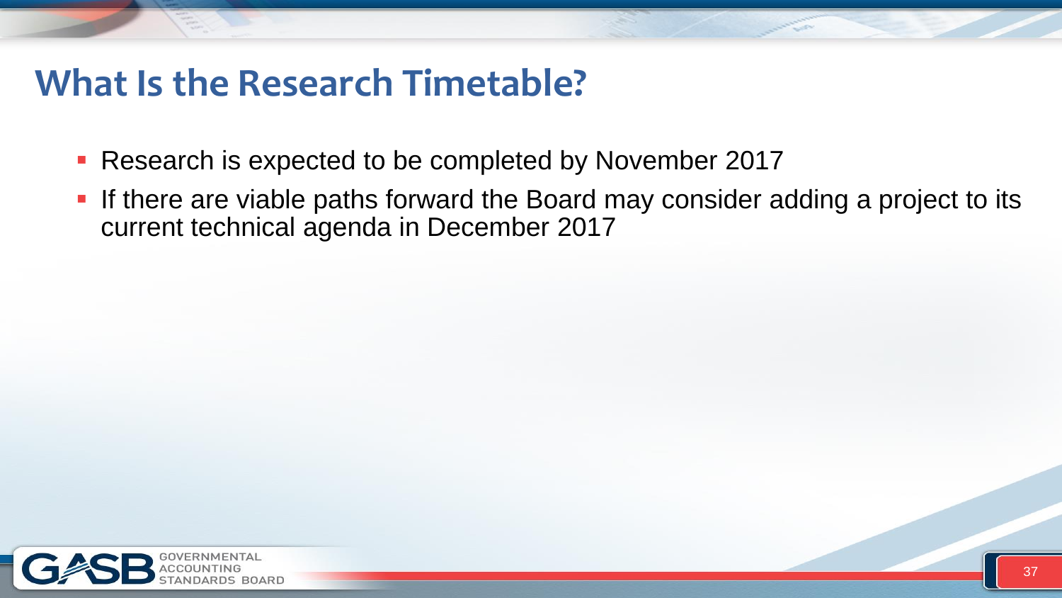# What Is the Research Timetable?

- Research is expected to be completed by November 2017
- If there are viable paths forward the Board may consider adding a project to its current technical agenda in December 2017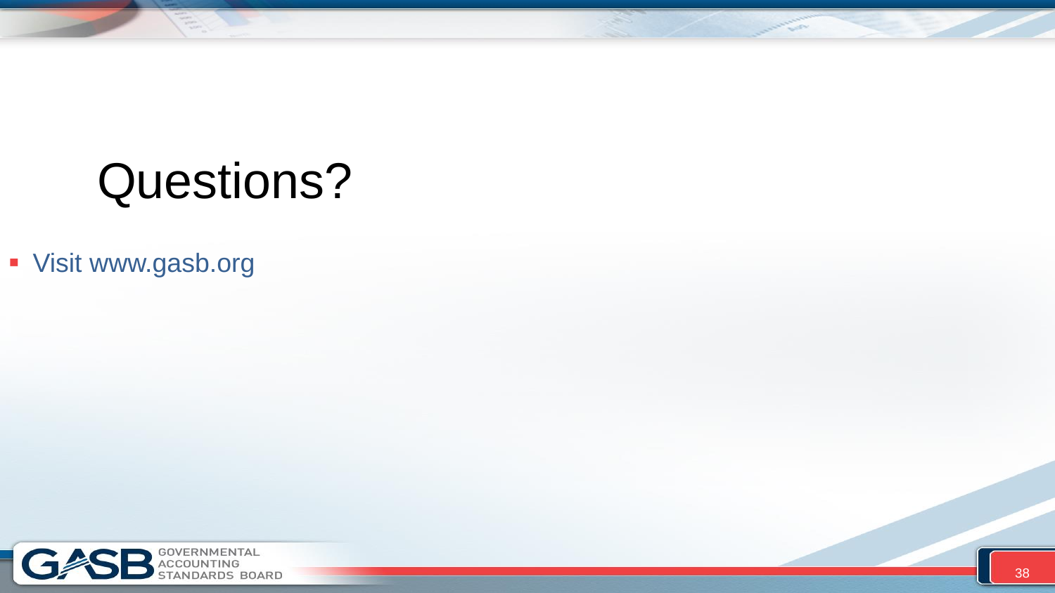# Questions?

- Visit www.gasb.org